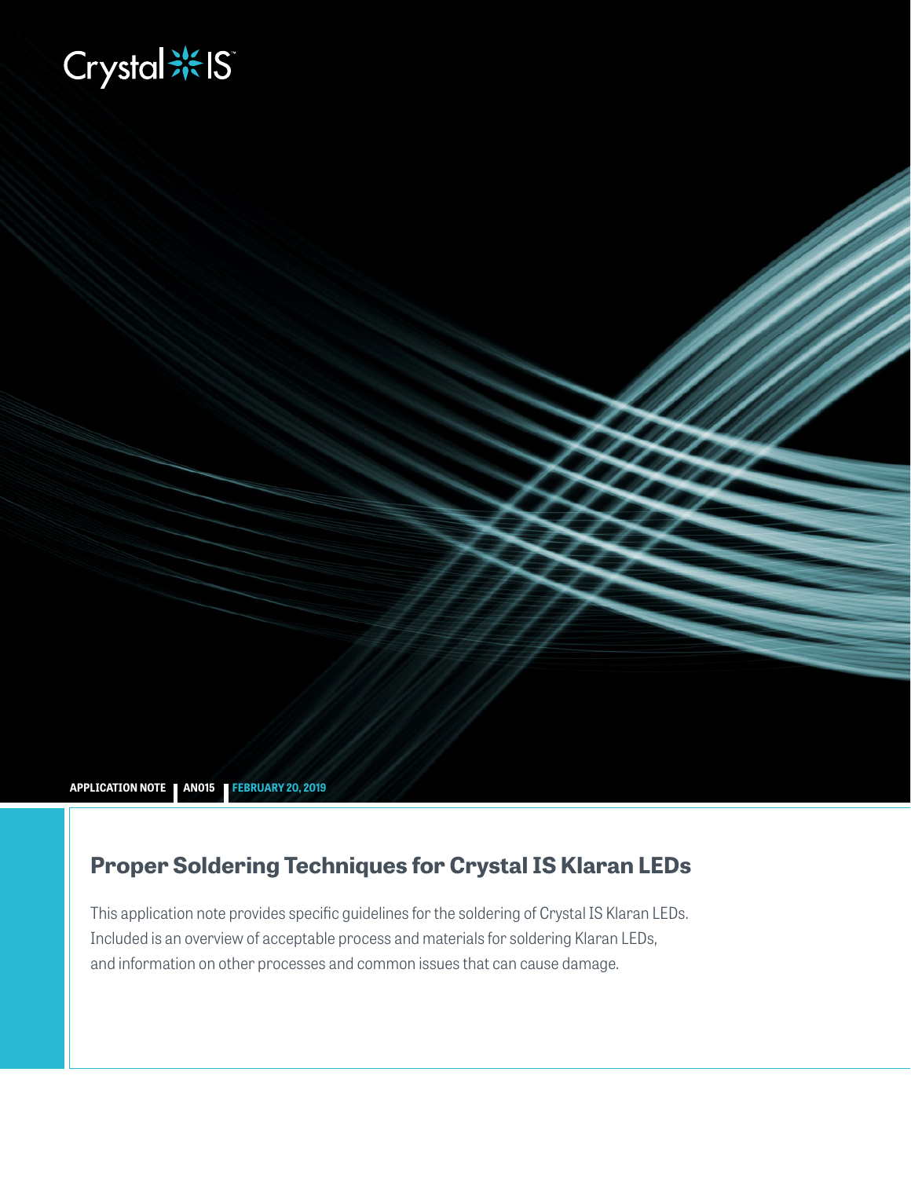Crystal IS

APPLICATION NOTE | AN015 | FEBRUARY 20, 2019

# Proper Soldering Techniques for Crystal IS Klaran LEDs

This application note provides specific guidelines for the soldering of Crystal IS Klaran LEDs. Included is an overview of acceptable process and materials for soldering Klaran LEDs, and information on other processes and common issues that can cause damage.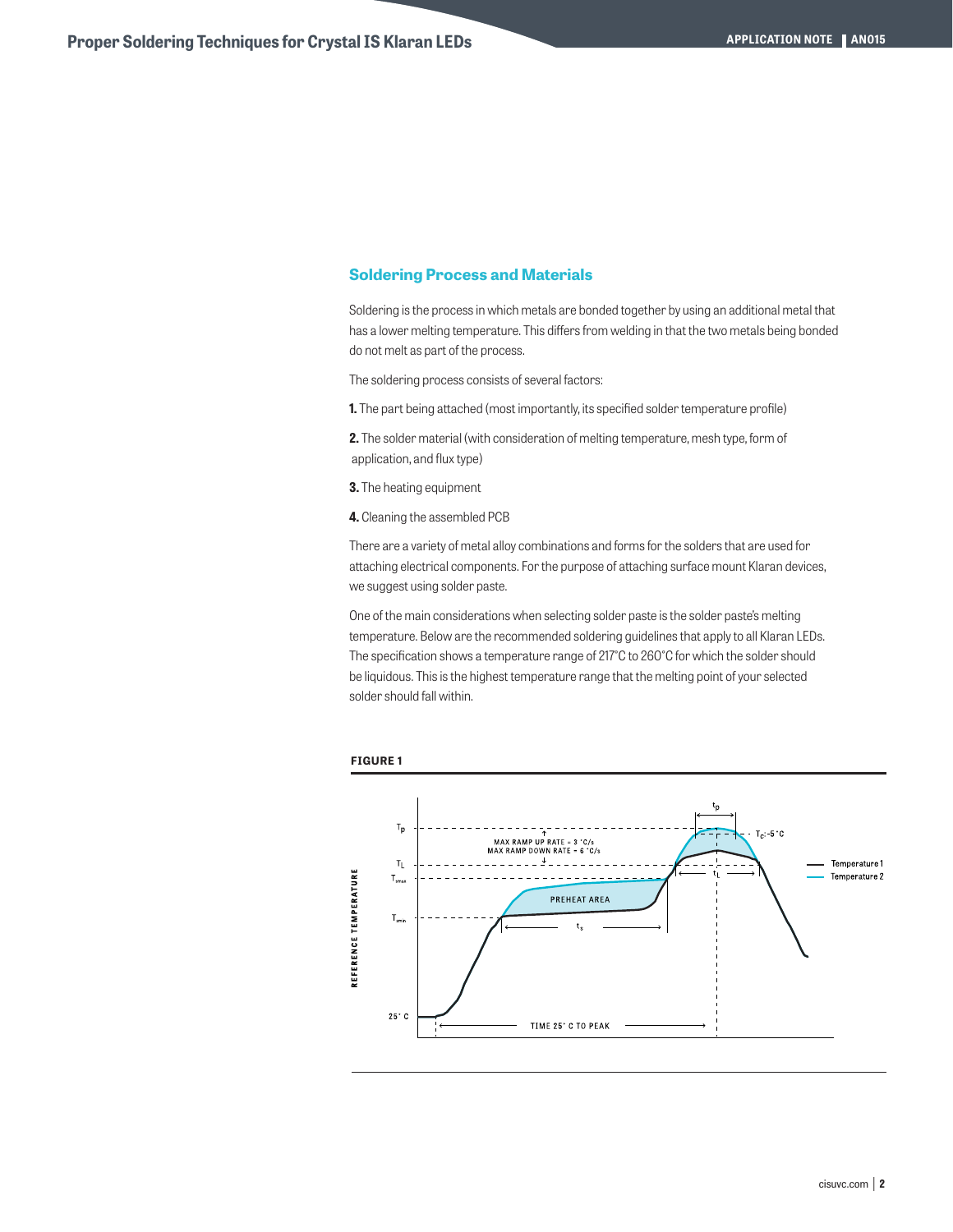## Soldering Process and Materials

Soldering is the process in which metals are bonded together by using an additional metal that has a lower melting temperature. This differs from welding in that the two metals being bonded do not melt as part of the process.

The soldering process consists of several factors:

**1.** The part being attached (most importantly, its specified solder temperature profile)

**2.** The solder material (with consideration of melting temperature, mesh type, form of application, and flux type)

**3.** The heating equipment

**4.** Cleaning the assembled PCB

There are a variety of metal alloy combinations and forms for the solders that are used for attaching electrical components. For the purpose of attaching surface mount Klaran devices, we suggest using solder paste.

One of the main considerations when selecting solder paste is the solder paste's melting temperature. Below are the recommended soldering guidelines that apply to all Klaran LEDs. The specification shows a temperature range of 217°C to 260°C for which the solder should be liquidous. This is the highest temperature range that the melting point of your selected solder should fall within.

**FIGURE 1**

REFERENCE TEMPERATURE

$T_p$

$T_L$

$T_{smax}$

$T_{smin}$

25° C

MAX RAMP UP RATE = 3 °C/s
MAX RAMP DOWN RATE = 6 °C/s

PREHEAT AREA

$t_s$

$t_p$

$T_C$-5 °C

$t_L$

TIME 25° C TO PEAK

Temperature 1
Temperature 2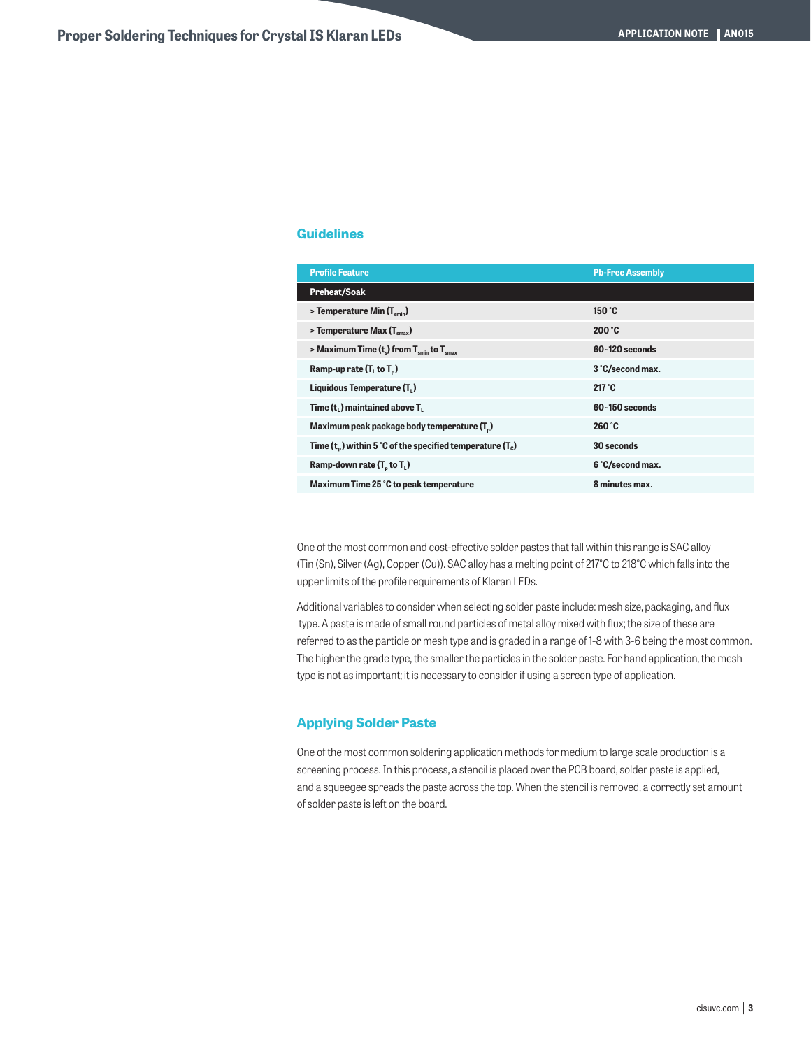## Guidelines

| Profile Feature | Pb-Free Assembly |
|---|---|
| **Preheat/Soak** | |
| > Temperature Min ($T_{smin}$) | 150 °C |
| > Temperature Max ($T_{smax}$) | 200 °C |
| > Maximum Time ($t_s$) from $T_{smin}$ to $T_{smax}$ | 60-120 seconds |
| Ramp-up rate ($T_L$ to $T_P$) | 3 °C/second max. |
| Liquidous Temperature ($T_L$) | 217 °C |
| Time ($t_L$) maintained above $T_L$ | 60-150 seconds |
| Maximum peak package body temperature ($T_P$) | 260 °C |
| Time ($t_P$) within 5 °C of the specified temperature ($T_C$) | 30 seconds |
| Ramp-down rate ($T_P$ to $T_L$) | 6 °C/second max. |
| Maximum Time 25 °C to peak temperature | 8 minutes max. |

One of the most common and cost-effective solder pastes that fall within this range is SAC alloy (Tin (Sn), Silver (Ag), Copper (Cu)). SAC alloy has a melting point of 217°C to 218°C which falls into the upper limits of the profile requirements of Klaran LEDs.

Additional variables to consider when selecting solder paste include: mesh size, packaging, and flux type. A paste is made of small round particles of metal alloy mixed with flux; the size of these are referred to as the particle or mesh type and is graded in a range of 1-8 with 3-6 being the most common. The higher the grade type, the smaller the particles in the solder paste. For hand application, the mesh type is not as important; it is necessary to consider if using a screen type of application.

## Applying Solder Paste

One of the most common soldering application methods for medium to large scale production is a screening process. In this process, a stencil is placed over the PCB board, solder paste is applied, and a squeegee spreads the paste across the top. When the stencil is removed, a correctly set amount of solder paste is left on the board.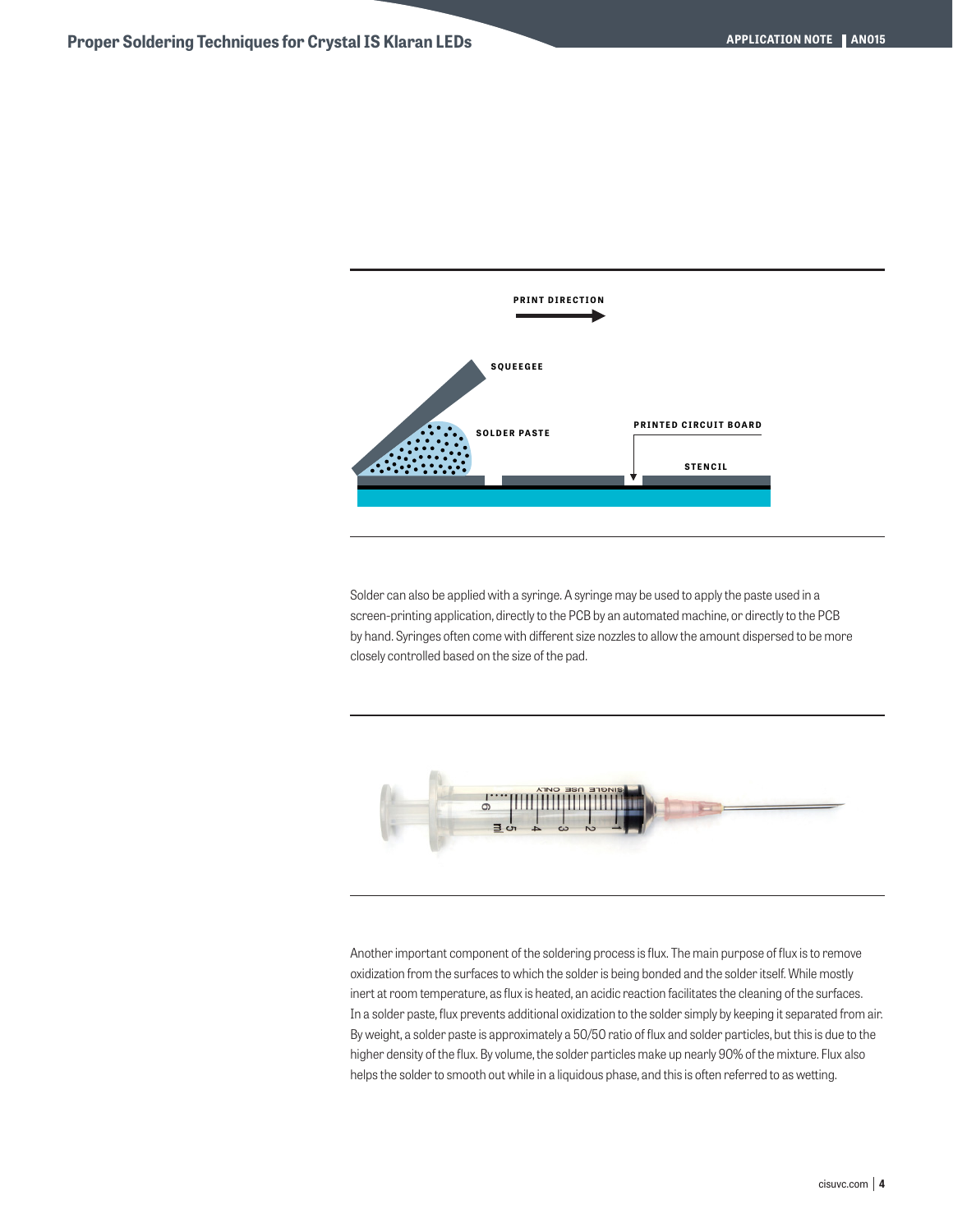PRINT DIRECTION

SQUEEGEE

SOLDER PASTE

PRINTED CIRCUIT BOARD

STENCIL

Solder can also be applied with a syringe. A syringe may be used to apply the paste used in a screen-printing application, directly to the PCB by an automated machine, or directly to the PCB by hand. Syringes often come with different size nozzles to allow the amount dispersed to be more closely controlled based on the size of the pad.

Another important component of the soldering process is flux. The main purpose of flux is to remove oxidization from the surfaces to which the solder is being bonded and the solder itself. While mostly inert at room temperature, as flux is heated, an acidic reaction facilitates the cleaning of the surfaces. In a solder paste, flux prevents additional oxidization to the solder simply by keeping it separated from air. By weight, a solder paste is approximately a 50/50 ratio of flux and solder particles, but this is due to the higher density of the flux. By volume, the solder particles make up nearly 90% of the mixture. Flux also helps the solder to smooth out while in a liquidous phase, and this is often referred to as wetting.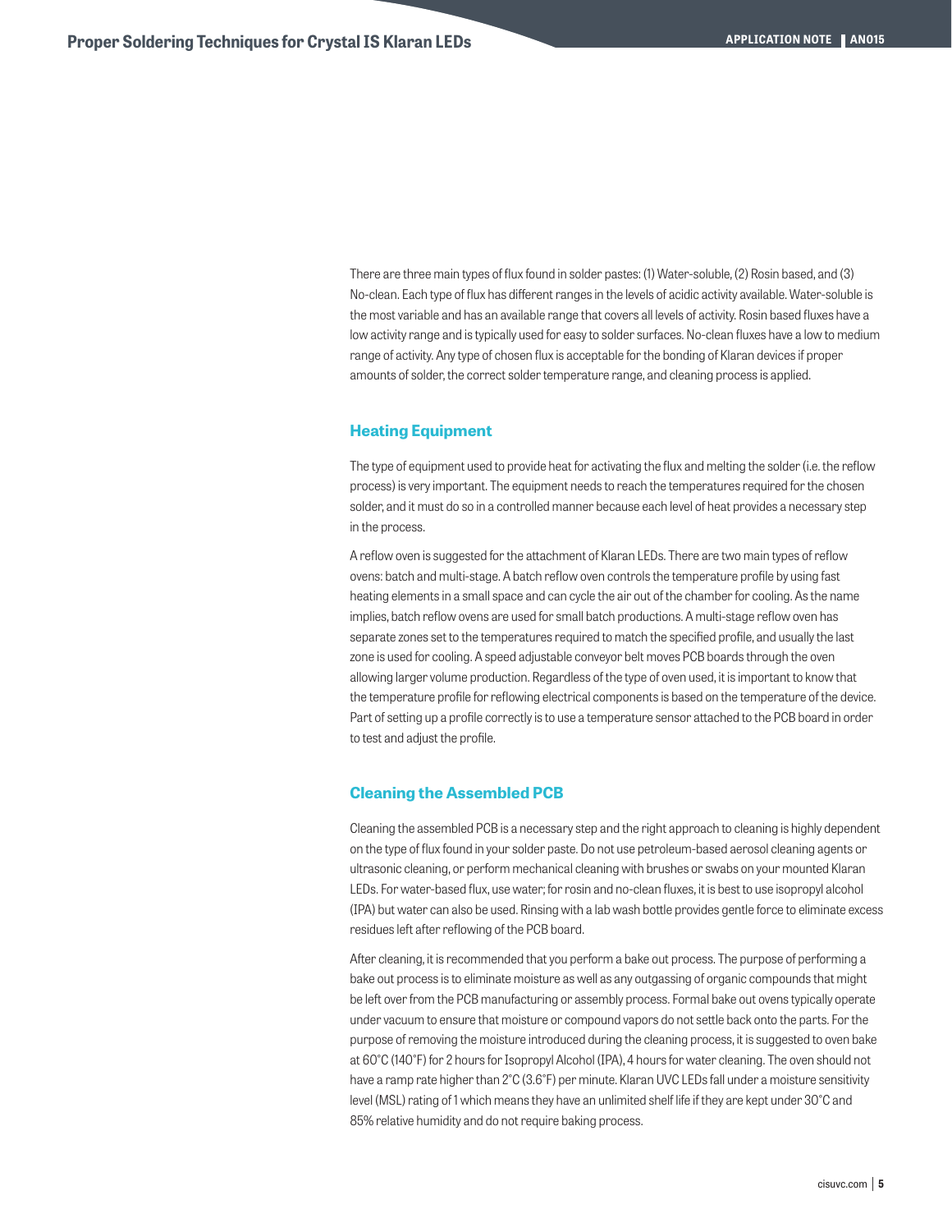There are three main types of flux found in solder pastes: (1) Water-soluble, (2) Rosin based, and (3) No-clean. Each type of flux has different ranges in the levels of acidic activity available. Water-soluble is the most variable and has an available range that covers all levels of activity. Rosin based fluxes have a low activity range and is typically used for easy to solder surfaces. No-clean fluxes have a low to medium range of activity. Any type of chosen flux is acceptable for the bonding of Klaran devices if proper amounts of solder, the correct solder temperature range, and cleaning process is applied.

## Heating Equipment

The type of equipment used to provide heat for activating the flux and melting the solder (i.e. the reflow process) is very important. The equipment needs to reach the temperatures required for the chosen solder, and it must do so in a controlled manner because each level of heat provides a necessary step in the process.

A reflow oven is suggested for the attachment of Klaran LEDs. There are two main types of reflow ovens: batch and multi-stage. A batch reflow oven controls the temperature profile by using fast heating elements in a small space and can cycle the air out of the chamber for cooling. As the name implies, batch reflow ovens are used for small batch productions. A multi-stage reflow oven has separate zones set to the temperatures required to match the specified profile, and usually the last zone is used for cooling. A speed adjustable conveyor belt moves PCB boards through the oven allowing larger volume production. Regardless of the type of oven used, it is important to know that the temperature profile for reflowing electrical components is based on the temperature of the device. Part of setting up a profile correctly is to use a temperature sensor attached to the PCB board in order to test and adjust the profile.

## Cleaning the Assembled PCB

Cleaning the assembled PCB is a necessary step and the right approach to cleaning is highly dependent on the type of flux found in your solder paste. Do not use petroleum-based aerosol cleaning agents or ultrasonic cleaning, or perform mechanical cleaning with brushes or swabs on your mounted Klaran LEDs. For water-based flux, use water; for rosin and no-clean fluxes, it is best to use isopropyl alcohol (IPA) but water can also be used. Rinsing with a lab wash bottle provides gentle force to eliminate excess residues left after reflowing of the PCB board.

After cleaning, it is recommended that you perform a bake out process. The purpose of performing a bake out process is to eliminate moisture as well as any outgassing of organic compounds that might be left over from the PCB manufacturing or assembly process. Formal bake out ovens typically operate under vacuum to ensure that moisture or compound vapors do not settle back onto the parts. For the purpose of removing the moisture introduced during the cleaning process, it is suggested to oven bake at 60°C (140°F) for 2 hours for Isopropyl Alcohol (IPA), 4 hours for water cleaning. The oven should not have a ramp rate higher than 2°C (3.6°F) per minute. Klaran UVC LEDs fall under a moisture sensitivity level (MSL) rating of 1 which means they have an unlimited shelf life if they are kept under 30°C and 85% relative humidity and do not require baking process.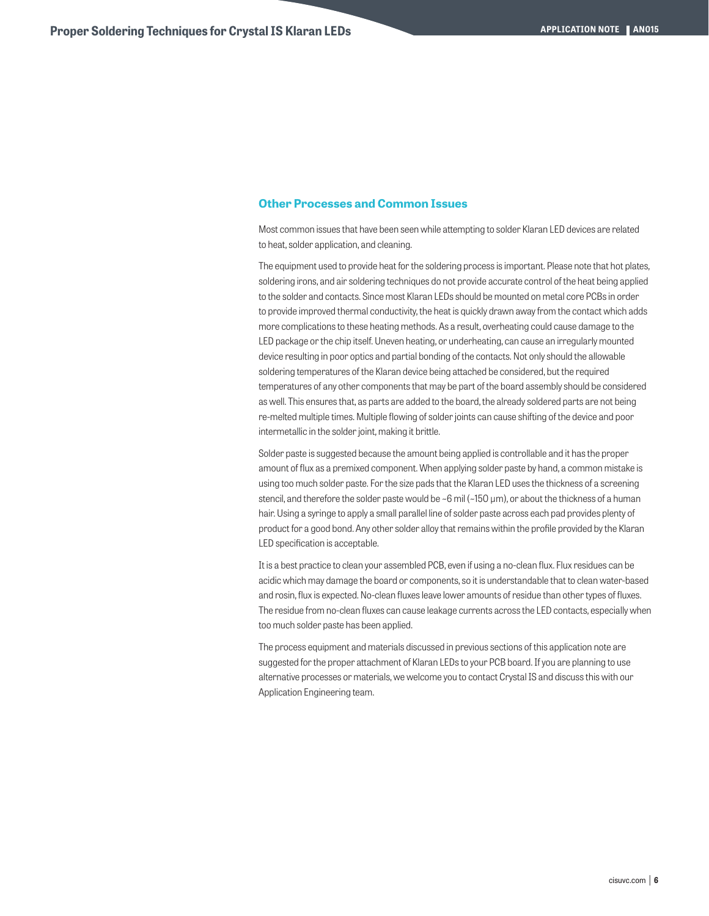## Other Processes and Common Issues

Most common issues that have been seen while attempting to solder Klaran LED devices are related to heat, solder application, and cleaning.

The equipment used to provide heat for the soldering process is important. Please note that hot plates, soldering irons, and air soldering techniques do not provide accurate control of the heat being applied to the solder and contacts. Since most Klaran LEDs should be mounted on metal core PCBs in order to provide improved thermal conductivity, the heat is quickly drawn away from the contact which adds more complications to these heating methods. As a result, overheating could cause damage to the LED package or the chip itself. Uneven heating, or underheating, can cause an irregularly mounted device resulting in poor optics and partial bonding of the contacts. Not only should the allowable soldering temperatures of the Klaran device being attached be considered, but the required temperatures of any other components that may be part of the board assembly should be considered as well. This ensures that, as parts are added to the board, the already soldered parts are not being re-melted multiple times. Multiple flowing of solder joints can cause shifting of the device and poor intermetallic in the solder joint, making it brittle.

Solder paste is suggested because the amount being applied is controllable and it has the proper amount of flux as a premixed component. When applying solder paste by hand, a common mistake is using too much solder paste. For the size pads that the Klaran LED uses the thickness of a screening stencil, and therefore the solder paste would be ~6 mil (~150 μm), or about the thickness of a human hair. Using a syringe to apply a small parallel line of solder paste across each pad provides plenty of product for a good bond. Any other solder alloy that remains within the profile provided by the Klaran LED specification is acceptable.

It is a best practice to clean your assembled PCB, even if using a no-clean flux. Flux residues can be acidic which may damage the board or components, so it is understandable that to clean water-based and rosin, flux is expected. No-clean fluxes leave lower amounts of residue than other types of fluxes. The residue from no-clean fluxes can cause leakage currents across the LED contacts, especially when too much solder paste has been applied.

The process equipment and materials discussed in previous sections of this application note are suggested for the proper attachment of Klaran LEDs to your PCB board. If you are planning to use alternative processes or materials, we welcome you to contact Crystal IS and discuss this with our Application Engineering team.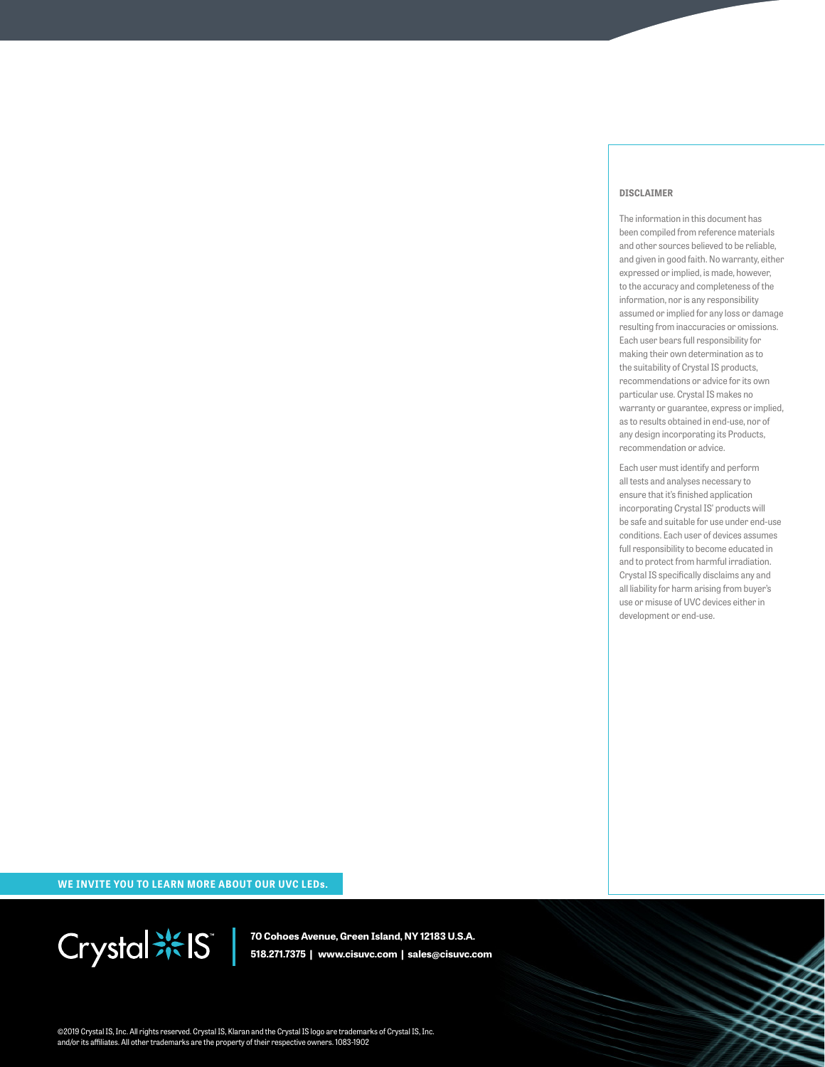## DISCLAIMER

The information in this document has been compiled from reference materials and other sources believed to be reliable, and given in good faith. No warranty, either expressed or implied, is made, however, to the accuracy and completeness of the information, nor is any responsibility assumed or implied for any loss or damage resulting from inaccuracies or omissions. Each user bears full responsibility for making their own determination as to the suitability of Crystal IS products, recommendations or advice for its own particular use. Crystal IS makes no warranty or guarantee, express or implied, as to results obtained in end-use, nor of any design incorporating its Products, recommendation or advice.

Each user must identify and perform all tests and analyses necessary to ensure that it's finished application incorporating Crystal IS' products will be safe and suitable for use under end-use conditions. Each user of devices assumes full responsibility to become educated in and to protect from harmful irradiation. Crystal IS specifically disclaims any and all liability for harm arising from buyer's use or misuse of UVC devices either in development or end-use.

**WE INVITE YOU TO LEARN MORE ABOUT OUR UVC LEDs.**

Crystal IS™

**70 Cohoes Avenue, Green Island, NY 12183 U.S.A.**
**518.271.7375 | www.cisuvc.com | sales@cisuvc.com**

©2019 Crystal IS, Inc. All rights reserved. Crystal IS, Klaran and the Crystal IS logo are trademarks of Crystal IS, Inc. and/or its affiliates. All other trademarks are the property of their respective owners. 1083-1902